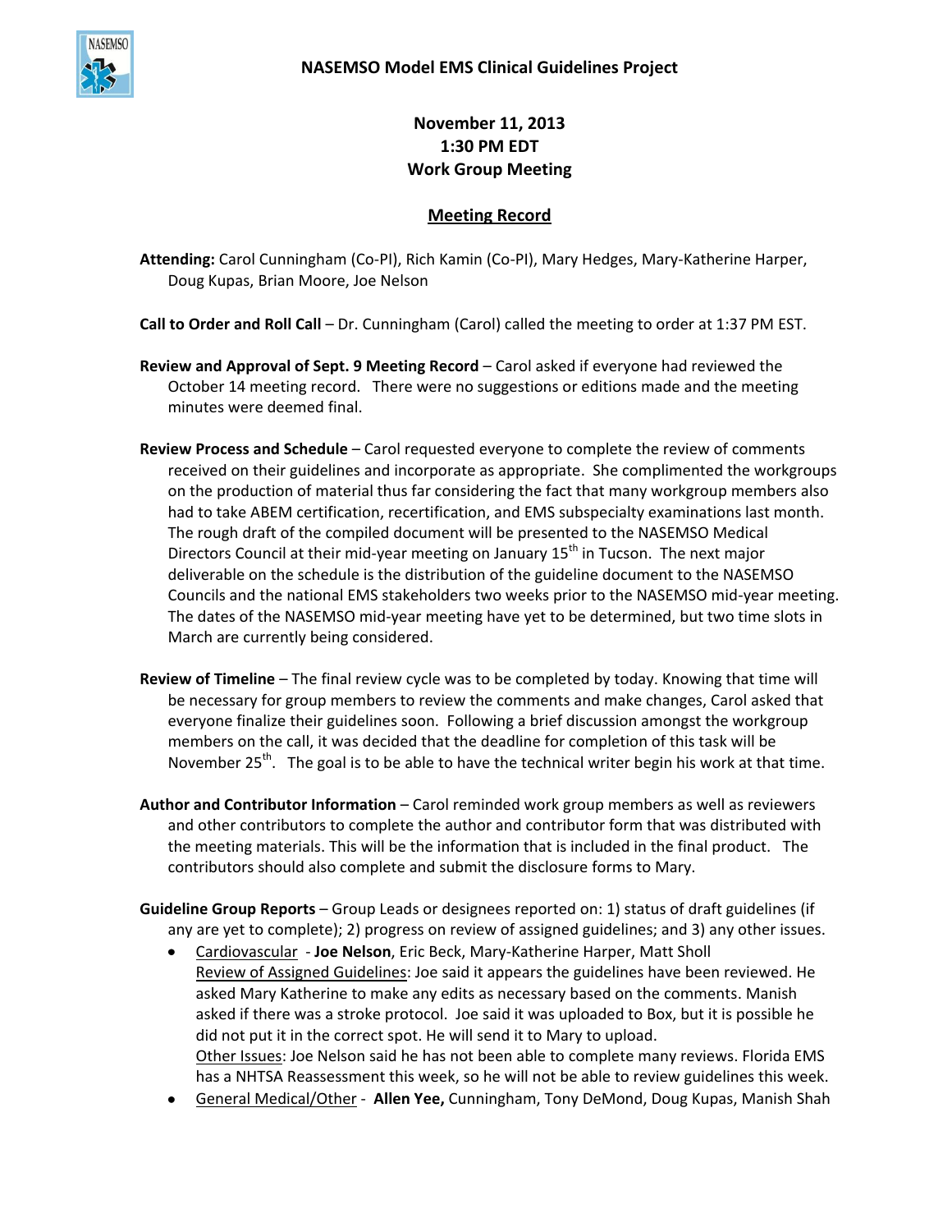# NASEMSO Model EMS Clinical Guidelines Project

**November 11, 2013**
**1:30 PM EDT**
**Work Group Meeting**

## Meeting Record

**Attending:** Carol Cunningham (Co-PI), Rich Kamin (Co-PI), Mary Hedges, Mary-Katherine Harper, Doug Kupas, Brian Moore, Joe Nelson

**Call to Order and Roll Call** – Dr. Cunningham (Carol) called the meeting to order at 1:37 PM EST.

**Review and Approval of Sept. 9 Meeting Record** – Carol asked if everyone had reviewed the October 14 meeting record. There were no suggestions or editions made and the meeting minutes were deemed final.

**Review Process and Schedule** – Carol requested everyone to complete the review of comments received on their guidelines and incorporate as appropriate. She complimented the workgroups on the production of material thus far considering the fact that many workgroup members also had to take ABEM certification, recertification, and EMS subspecialty examinations last month. The rough draft of the compiled document will be presented to the NASEMSO Medical Directors Council at their mid-year meeting on January 15th in Tucson. The next major deliverable on the schedule is the distribution of the guideline document to the NASEMSO Councils and the national EMS stakeholders two weeks prior to the NASEMSO mid-year meeting. The dates of the NASEMSO mid-year meeting have yet to be determined, but two time slots in March are currently being considered.

**Review of Timeline** – The final review cycle was to be completed by today. Knowing that time will be necessary for group members to review the comments and make changes, Carol asked that everyone finalize their guidelines soon. Following a brief discussion amongst the workgroup members on the call, it was decided that the deadline for completion of this task will be November 25th. The goal is to be able to have the technical writer begin his work at that time.

**Author and Contributor Information** – Carol reminded work group members as well as reviewers and other contributors to complete the author and contributor form that was distributed with the meeting materials. This will be the information that is included in the final product. The contributors should also complete and submit the disclosure forms to Mary.

**Guideline Group Reports** – Group Leads or designees reported on: 1) status of draft guidelines (if any are yet to complete); 2) progress on review of assigned guidelines; and 3) any other issues.

- Cardiovascular - **Joe Nelson**, Eric Beck, Mary-Katherine Harper, Matt Sholl
  Review of Assigned Guidelines: Joe said it appears the guidelines have been reviewed. He asked Mary Katherine to make any edits as necessary based on the comments. Manish asked if there was a stroke protocol. Joe said it was uploaded to Box, but it is possible he did not put it in the correct spot. He will send it to Mary to upload.
  Other Issues: Joe Nelson said he has not been able to complete many reviews. Florida EMS has a NHTSA Reassessment this week, so he will not be able to review guidelines this week.
- General Medical/Other - **Allen Yee,** Cunningham, Tony DeMond, Doug Kupas, Manish Shah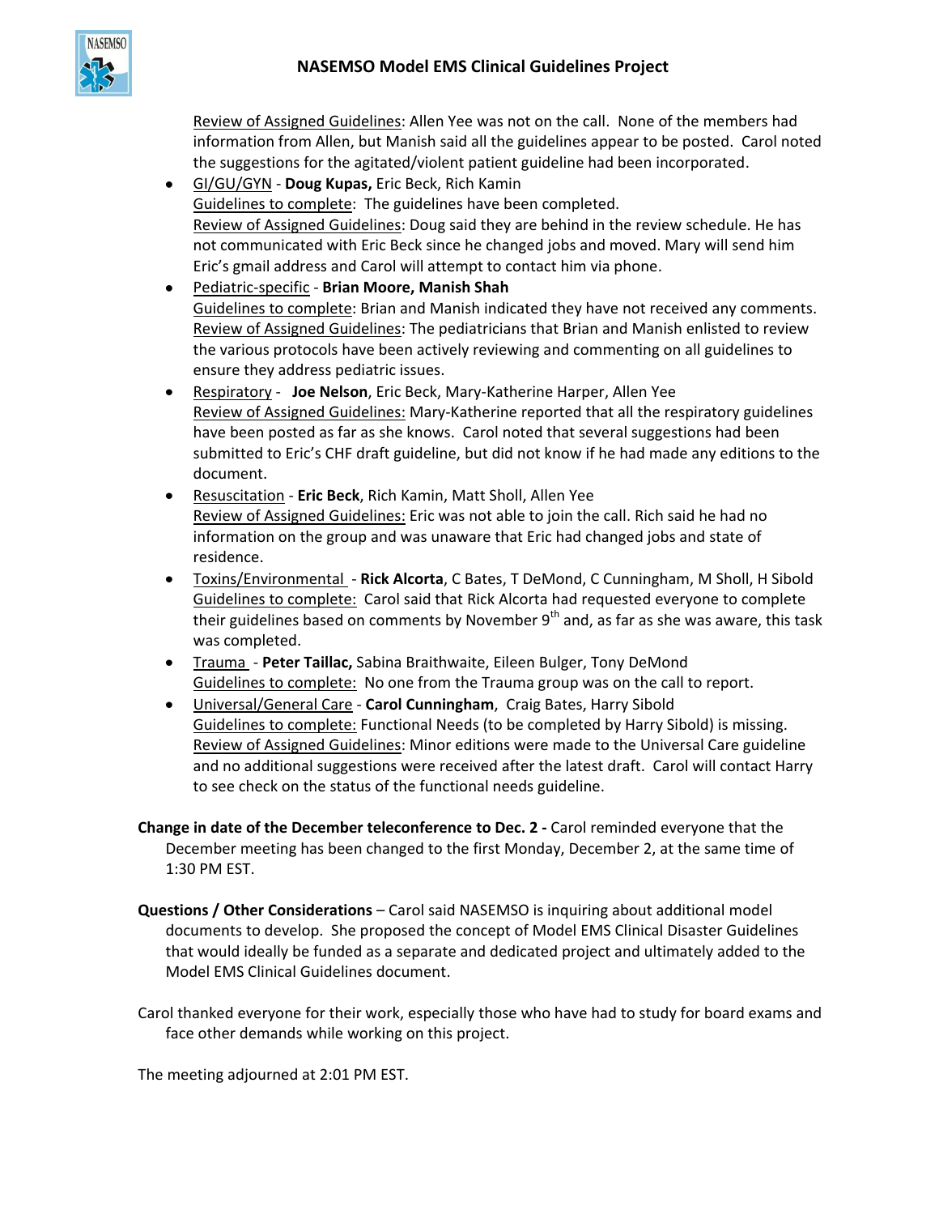Review of Assigned Guidelines: Allen Yee was not on the call. None of the members had information from Allen, but Manish said all the guidelines appear to be posted. Carol noted the suggestions for the agitated/violent patient guideline had been incorporated.

- GI/GU/GYN - **Doug Kupas,** Eric Beck, Rich Kamin
  Guidelines to complete: The guidelines have been completed.
  Review of Assigned Guidelines: Doug said they are behind in the review schedule. He has not communicated with Eric Beck since he changed jobs and moved. Mary will send him Eric's gmail address and Carol will attempt to contact him via phone.
- Pediatric-specific - **Brian Moore, Manish Shah**
  Guidelines to complete: Brian and Manish indicated they have not received any comments.
  Review of Assigned Guidelines: The pediatricians that Brian and Manish enlisted to review the various protocols have been actively reviewing and commenting on all guidelines to ensure they address pediatric issues.
- Respiratory - **Joe Nelson**, Eric Beck, Mary-Katherine Harper, Allen Yee
  Review of Assigned Guidelines: Mary-Katherine reported that all the respiratory guidelines have been posted as far as she knows. Carol noted that several suggestions had been submitted to Eric's CHF draft guideline, but did not know if he had made any editions to the document.
- Resuscitation - **Eric Beck**, Rich Kamin, Matt Sholl, Allen Yee
  Review of Assigned Guidelines: Eric was not able to join the call. Rich said he had no information on the group and was unaware that Eric had changed jobs and state of residence.
- Toxins/Environmental - **Rick Alcorta**, C Bates, T DeMond, C Cunningham, M Sholl, H Sibold
  Guidelines to complete: Carol said that Rick Alcorta had requested everyone to complete their guidelines based on comments by November 9th and, as far as she was aware, this task was completed.
- Trauma - **Peter Taillac,** Sabina Braithwaite, Eileen Bulger, Tony DeMond
  Guidelines to complete: No one from the Trauma group was on the call to report.
- Universal/General Care - **Carol Cunningham**, Craig Bates, Harry Sibold
  Guidelines to complete: Functional Needs (to be completed by Harry Sibold) is missing.
  Review of Assigned Guidelines: Minor editions were made to the Universal Care guideline and no additional suggestions were received after the latest draft. Carol will contact Harry to see check on the status of the functional needs guideline.

**Change in date of the December teleconference to Dec. 2 -** Carol reminded everyone that the December meeting has been changed to the first Monday, December 2, at the same time of 1:30 PM EST.

**Questions / Other Considerations** – Carol said NASEMSO is inquiring about additional model documents to develop. She proposed the concept of Model EMS Clinical Disaster Guidelines that would ideally be funded as a separate and dedicated project and ultimately added to the Model EMS Clinical Guidelines document.

Carol thanked everyone for their work, especially those who have had to study for board exams and face other demands while working on this project.

The meeting adjourned at 2:01 PM EST.